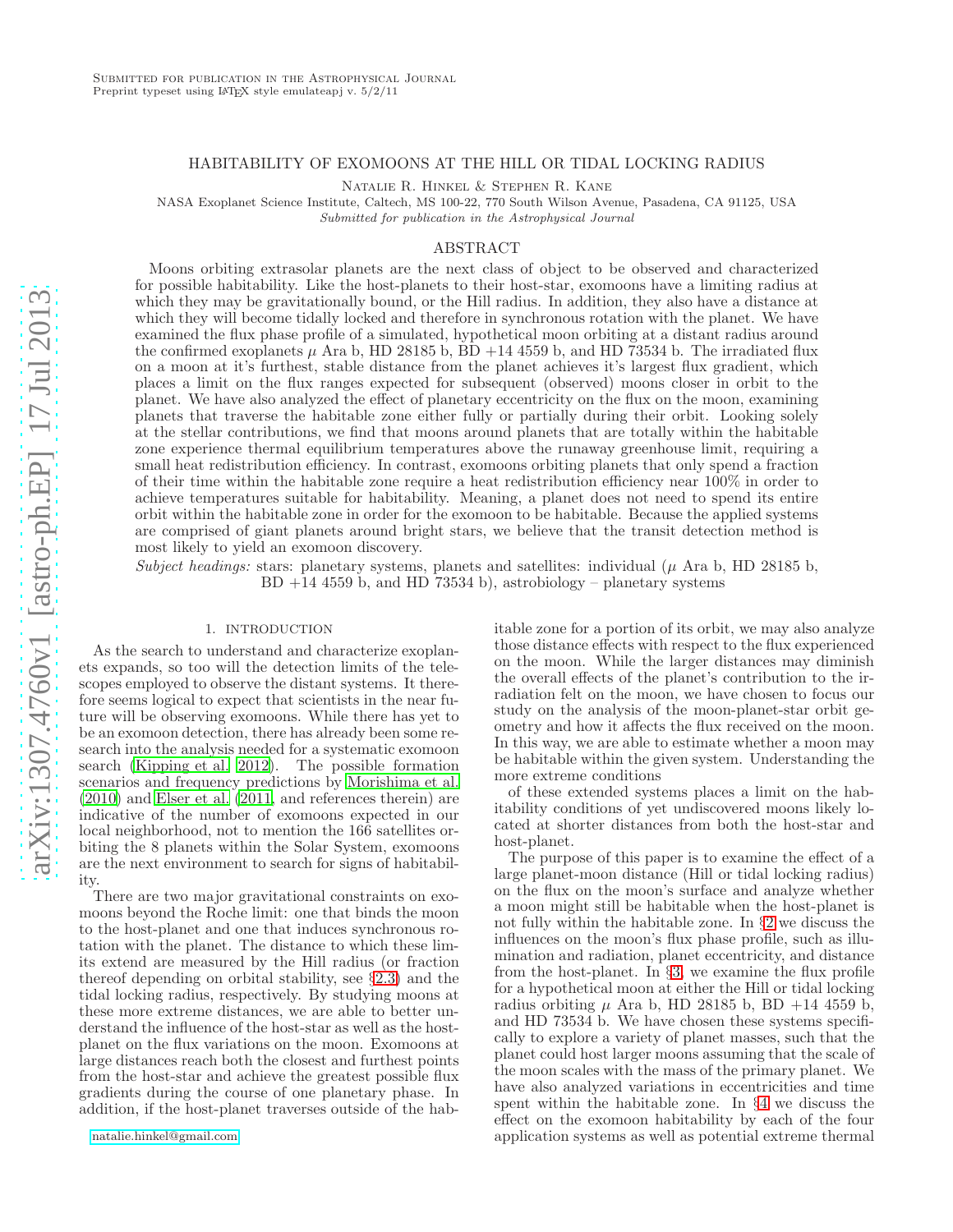Submitted for publication in the Astrophysical Journal
Preprint typeset using LaTeX style emulateapj v. 5/2/11

# HABITABILITY OF EXOMOONS AT THE HILL OR TIDAL LOCKING RADIUS

Natalie R. Hinkel & Stephen R. Kane

NASA Exoplanet Science Institute, Caltech, MS 100-22, 770 South Wilson Avenue, Pasadena, CA 91125, USA

*Submitted for publication in the Astrophysical Journal*

## ABSTRACT

Moons orbiting extrasolar planets are the next class of object to be observed and characterized for possible habitability. Like the host-planets to their host-star, exomoons have a limiting radius at which they may be gravitationally bound, or the Hill radius. In addition, they also have a distance at which they will become tidally locked and therefore in synchronous rotation with the planet. We have examined the flux phase profile of a simulated, hypothetical moon orbiting at a distant radius around the confirmed exoplanets $\mu$ Ara b, HD 28185 b, BD +14 4559 b, and HD 73534 b. The irradiated flux on a moon at it's furthest, stable distance from the planet achieves it's largest flux gradient, which places a limit on the flux ranges expected for subsequent (observed) moons closer in orbit to the planet. We have also analyzed the effect of planetary eccentricity on the flux on the moon, examining planets that traverse the habitable zone either fully or partially during their orbit. Looking solely at the stellar contributions, we find that moons around planets that are totally within the habitable zone experience thermal equilibrium temperatures above the runaway greenhouse limit, requiring a small heat redistribution efficiency. In contrast, exomoons orbiting planets that only spend a fraction of their time within the habitable zone require a heat redistribution efficiency near 100% in order to achieve temperatures suitable for habitability. Meaning, a planet does not need to spend its entire orbit within the habitable zone in order for the exomoon to be habitable. Because the applied systems are comprised of giant planets around bright stars, we believe that the transit detection method is most likely to yield an exomoon discovery.

*Subject headings:* stars: planetary systems, planets and satellites: individual ($\mu$ Ara b, HD 28185 b, BD +14 4559 b, and HD 73534 b), astrobiology – planetary systems

## 1. INTRODUCTION

As the search to understand and characterize exoplanets expands, so too will the detection limits of the telescopes employed to observe the distant systems. It therefore seems logical to expect that scientists in the near future will be observing exomoons. While there has yet to be an exomoon detection, there has already been some research into the analysis needed for a systematic exomoon search (Kipping et al. 2012). The possible formation scenarios and frequency predictions by Morishima et al. (2010) and Elser et al. (2011, and references therein) are indicative of the number of exomoons expected in our local neighborhood, not to mention the 166 satellites orbiting the 8 planets within the Solar System, exomoons are the next environment to search for signs of habitability.

There are two major gravitational constraints on exomoons beyond the Roche limit: one that binds the moon to the host-planet and one that induces synchronous rotation with the planet. The distance to which these limits extend are measured by the Hill radius (or fraction thereof depending on orbital stability, see §2.3) and the tidal locking radius, respectively. By studying moons at these more extreme distances, we are able to better understand the influence of the host-star as well as the host-planet on the flux variations on the moon. Exomoons at large distances reach both the closest and furthest points from the host-star and achieve the greatest possible flux gradients during the course of one planetary phase. In addition, if the host-planet traverses outside of the habitable zone for a portion of its orbit, we may also analyze those distance effects with respect to the flux experienced on the moon. While the larger distances may diminish the overall effects of the planet's contribution to the irradiation felt on the moon, we have chosen to focus our study on the analysis of the moon-planet-star orbit geometry and how it affects the flux received on the moon. In this way, we are able to estimate whether a moon may be habitable within the given system. Understanding the more extreme conditions of these extended systems places a limit on the habitability conditions of yet undiscovered moons likely located at shorter distances from both the host-star and host-planet.

The purpose of this paper is to examine the effect of a large planet-moon distance (Hill or tidal locking radius) on the flux on the moon's surface and analyze whether a moon might still be habitable when the host-planet is not fully within the habitable zone. In §2 we discuss the influences on the moon's flux phase profile, such as illumination and radiation, planet eccentricity, and distance from the host-planet. In §3, we examine the flux profile for a hypothetical moon at either the Hill or tidal locking radius orbiting $\mu$ Ara b, HD 28185 b, BD +14 4559 b, and HD 73534 b. We have chosen these systems specifically to explore a variety of planet masses, such that the planet could host larger moons assuming that the scale of the moon scales with the mass of the primary planet. We have also analyzed variations in eccentricities and time spent within the habitable zone. In §4 we discuss the effect on the exomoon habitability by each of the four application systems as well as potential extreme thermal

natalie.hinkel@gmail.com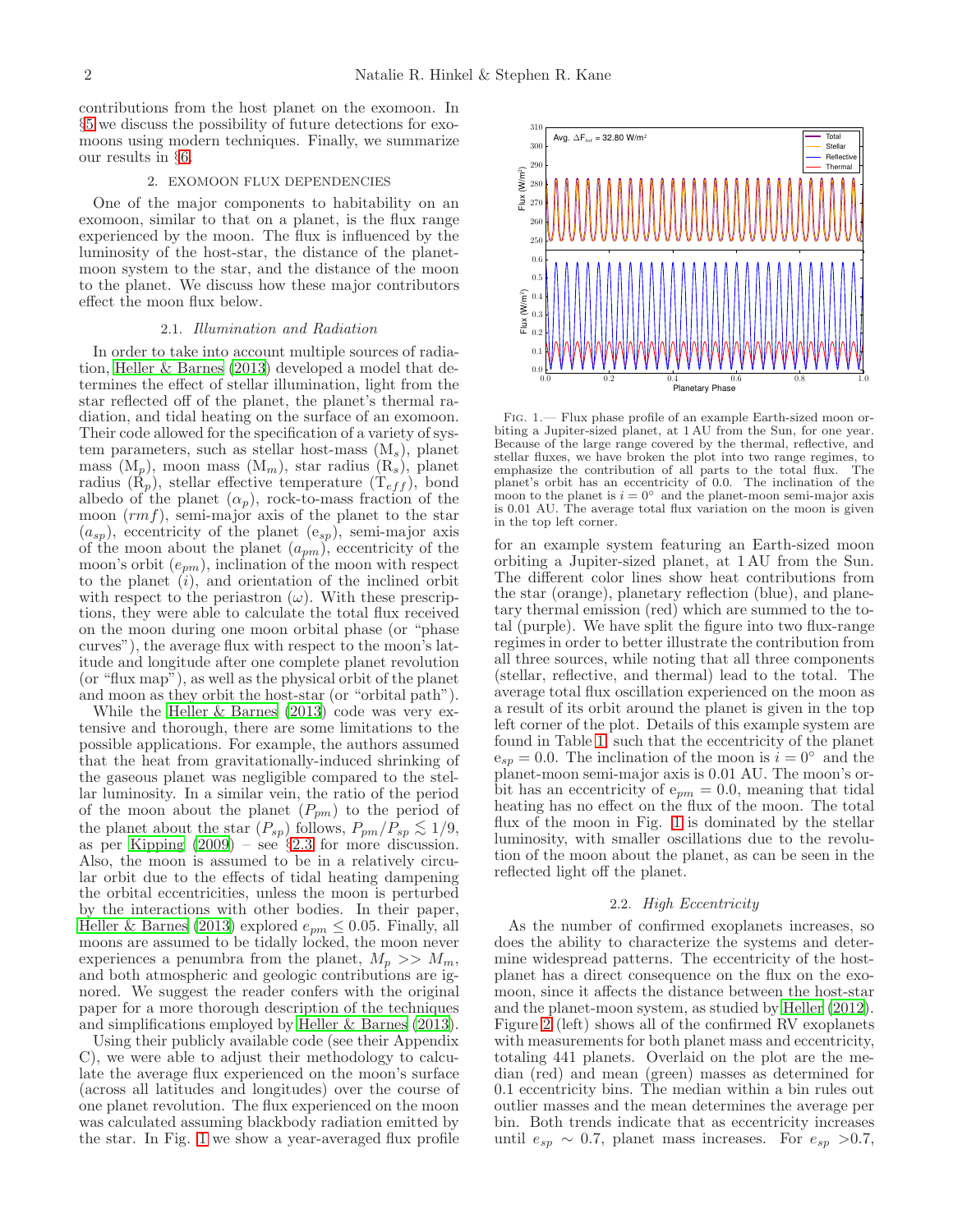contributions from the host planet on the exomoon. In §5 we discuss the possibility of future detections for exomoons using modern techniques. Finally, we summarize our results in §6.

## 2. EXOMOON FLUX DEPENDENCIES

One of the major components to habitability on an exomoon, similar to that on a planet, is the flux range experienced by the moon. The flux is influenced by the luminosity of the host-star, the distance of the planet-moon system to the star, and the distance of the moon to the planet. We discuss how these major contributors effect the moon flux below.

### 2.1. *Illumination and Radiation*

In order to take into account multiple sources of radiation, Heller & Barnes (2013) developed a model that determines the effect of stellar illumination, light from the star reflected off of the planet, the planet's thermal radiation, and tidal heating on the surface of an exomoon. Their code allowed for the specification of a variety of system parameters, such as stellar host-mass ($M_s$), planet mass ($M_p$), moon mass ($M_m$), star radius ($R_s$), planet radius ($R_p$), stellar effective temperature ($T_{eff}$), bond albedo of the planet ($\alpha_p$), rock-to-mass fraction of the moon ($rmf$), semi-major axis of the planet to the star ($a_{sp}$), eccentricity of the planet ($e_{sp}$), semi-major axis of the moon about the planet ($a_{pm}$), eccentricity of the moon's orbit ($e_{pm}$), inclination of the moon with respect to the planet ($i$), and orientation of the inclined orbit with respect to the periastron ($\omega$). With these prescriptions, they were able to calculate the total flux received on the moon during one moon orbital phase (or "phase curves"), the average flux with respect to the moon's latitude and longitude after one complete planet revolution (or "flux map"), as well as the physical orbit of the planet and moon as they orbit the host-star (or "orbital path").

While the Heller & Barnes (2013) code was very extensive and thorough, there are some limitations to the possible applications. For example, the authors assumed that the heat from gravitationally-induced shrinking of the gaseous planet was negligible compared to the stellar luminosity. In a similar vein, the ratio of the period of the moon about the planet ($P_{pm}$) to the period of the planet about the star ($P_{sp}$) follows, $P_{pm}/P_{sp} \lesssim 1/9$, as per Kipping (2009) – see §2.3 for more discussion. Also, the moon is assumed to be in a relatively circular orbit due to the effects of tidal heating dampening the orbital eccentricities, unless the moon is perturbed by the interactions with other bodies. In their paper, Heller & Barnes (2013) explored $e_{pm} \leq 0.05$. Finally, all moons are assumed to be tidally locked, the moon never experiences a penumbra from the planet, $M_p >> M_m$, and both atmospheric and geologic contributions are ignored. We suggest the reader confers with the original paper for a more thorough description of the techniques and simplifications employed by Heller & Barnes (2013).

Using their publicly available code (see their Appendix C), we were able to adjust their methodology to calculate the average flux experienced on the moon's surface (across all latitudes and longitudes) over the course of one planet revolution. The flux experienced on the moon was calculated assuming blackbody radiation emitted by the star. In Fig. 1 we show a year-averaged flux profile for an example system featuring an Earth-sized moon orbiting a Jupiter-sized planet, at 1 AU from the Sun. The different color lines show heat contributions from the star (orange), planetary reflection (blue), and planetary thermal emission (red) which are summed to the total (purple). We have split the figure into two flux-range regimes in order to better illustrate the contribution from all three sources, while noting that all three components (stellar, reflective, and thermal) lead to the total. The average total flux oscillation experienced on the moon as a result of its orbit around the planet is given in the top left corner of the plot. Details of this example system are found in Table 1, such that the eccentricity of the planet $e_{sp} = 0.0$. The inclination of the moon is $i = 0°$ and the planet-moon semi-major axis is 0.01 AU. The moon's orbit has an eccentricity of $e_{pm} = 0.0$, meaning that tidal heating has no effect on the flux of the moon. The total flux of the moon in Fig. 1 is dominated by the stellar luminosity, with smaller oscillations due to the revolution of the moon about the planet, as can be seen in the reflected light off the planet.

FIG. 1.— Flux phase profile of an example Earth-sized moon orbiting a Jupiter-sized planet, at 1 AU from the Sun, for one year. Because of the large range covered by the thermal, reflective, and stellar fluxes, we have broken the plot into two range regimes, to emphasize the contribution of all parts to the total flux. The planet's orbit has an eccentricity of 0.0. The inclination of the moon to the planet is $i = 0°$ and the planet-moon semi-major axis is 0.01 AU. The average total flux variation on the moon is given in the top left corner.

### 2.2. *High Eccentricity*

As the number of confirmed exoplanets increases, so does the ability to characterize the systems and determine widespread patterns. The eccentricity of the host-planet has a direct consequence on the flux on the exomoon, since it affects the distance between the host-star and the planet-moon system, as studied by Heller (2012). Figure 2 (left) shows all of the confirmed RV exoplanets with measurements for both planet mass and eccentricity, totaling 441 planets. Overlaid on the plot are the median (red) and mean (green) masses as determined for 0.1 eccentricity bins. The median within a bin rules out outlier masses and the mean determines the average per bin. Both trends indicate that as eccentricity increases until $e_{sp} \sim 0.7$, planet mass increases. For $e_{sp} > 0.7$,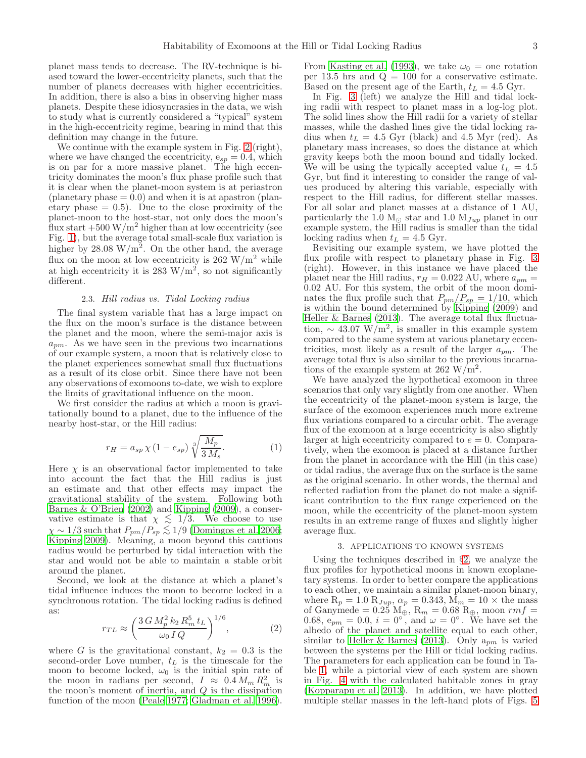planet mass tends to decrease. The RV-technique is biased toward the lower-eccentricity planets, such that the number of planets decreases with higher eccentricities. In addition, there is also a bias in observing higher mass planets. Despite these idiosyncrasies in the data, we wish to study what is currently considered a "typical" system in the high-eccentricity regime, bearing in mind that this definition may change in the future.

We continue with the example system in Fig. 2 (right), where we have changed the eccentricity, $e_{sp} = 0.4$, which is on par for a more massive planet. The high eccentricity dominates the moon's flux phase profile such that it is clear when the planet-moon system is at periastron (planetary phase = 0.0) and when it is at apastron (planetary phase = 0.5). Due to the close proximity of the planet-moon to the host-star, not only does the moon's flux start +500 W/m$^2$ higher than at low eccentricity (see Fig. 1), but the average total small-scale flux variation is higher by 28.08 W/m$^2$. On the other hand, the average flux on the moon at low eccentricity is 262 W/m$^2$ while at high eccentricity it is 283 W/m$^2$, so not significantly different.

### 2.3. *Hill radius vs. Tidal Locking radius*

The final system variable that has a large impact on the flux on the moon's surface is the distance between the planet and the moon, where the semi-major axis is $a_{pm}$. As we have seen in the previous two incarnations of our example system, a moon that is relatively close to the planet experiences somewhat small flux fluctuations as a result of its close orbit. Since there have not been any observations of exomoons to-date, we wish to explore the limits of gravitational influence on the moon.

We first consider the radius at which a moon is gravitationally bound to a planet, due to the influence of the nearby host-star, or the Hill radius:

$$r_H = a_{sp}\,\chi\,(1 - e_{sp})\,\sqrt[3]{\frac{M_p}{3\,M_s}}. \tag{1}$$

Here $\chi$ is an observational factor implemented to take into account the fact that the Hill radius is just an estimate and that other effects may impact the gravitational stability of the system. Following both Barnes & O'Brien (2002) and Kipping (2009), a conservative estimate is that $\chi \lesssim 1/3$. We choose to use $\chi \sim 1/3$ such that $P_{pm}/P_{sp} \lesssim 1/9$ (Domingos et al. 2006; Kipping 2009). Meaning, a moon beyond this cautious radius would be perturbed by tidal interaction with the star and would not be able to maintain a stable orbit around the planet.

Second, we look at the distance at which a planet's tidal influence induces the moon to become locked in a synchronous rotation. The tidal locking radius is defined as:

$$r_{TL} \approx \left(\frac{3\,G\,M_p^2\,k_2\,R_m^5\,t_L}{\omega_0\,I\,Q}\right)^{1/6}, \tag{2}$$

where $G$ is the gravitational constant, $k_2 = 0.3$ is the second-order Love number, $t_L$ is the timescale for the moon to become locked, $\omega_0$ is the initial spin rate of the moon in radians per second, $I \approx 0.4\,M_m\,R_m^2$ is the moon's moment of inertia, and $Q$ is the dissipation function of the moon (Peale 1977; Gladman et al. 1996). From Kasting et al. (1993), we take $\omega_0$ = one rotation per 13.5 hrs and Q = 100 for a conservative estimate. Based on the present age of the Earth, $t_L$ = 4.5 Gyr.

In Fig. 3 (left) we analyze the Hill and tidal locking radii with respect to planet mass in a log-log plot. The solid lines show the Hill radii for a variety of stellar masses, while the dashed lines give the tidal locking radius when $t_L$ = 4.5 Gyr (black) and 4.5 Myr (red). As planetary mass increases, so does the distance at which gravity keeps both the moon bound and tidally locked. We will be using the typically accepted value $t_L$ = 4.5 Gyr, but find it interesting to consider the range of values produced by altering this variable, especially with respect to the Hill radius, for different stellar masses. For all solar and planet masses at a distance of 1 AU, particularly the 1.0 M$_\odot$ star and 1.0 M$_{Jup}$ planet in our example system, the Hill radius is smaller than the tidal locking radius when $t_L$ = 4.5 Gyr.

Revisiting our example system, we have plotted the flux profile with respect to planetary phase in Fig. 3 (right). However, in this instance we have placed the planet near the Hill radius, $r_H$ = 0.022 AU, where $a_{pm}$ = 0.02 AU. For this system, the orbit of the moon dominates the flux profile such that $P_{pm}/P_{sp}$ = 1/10, which is within the bound determined by Kipping (2009) and Heller & Barnes (2013). The average total flux fluctuation, $\sim$ 43.07 W/m$^2$, is smaller in this example system compared to the same system at various planetary eccentricities, most likely as a result of the larger $a_{pm}$. The average total flux is also similar to the previous incarnations of the example system at 262 W/m$^2$.

We have analyzed the hypothetical exomoon in three scenarios that only vary slightly from one another. When the eccentricity of the planet-moon system is large, the surface of the exomoon experiences much more extreme flux variations compared to a circular orbit. The average flux of the exomoon at a large eccentricity is also slightly larger at high eccentricity compared to $e$ = 0. Comparatively, when the exomoon is placed at a distance further from the planet in accordance with the Hill (in this case) or tidal radius, the average flux on the surface is the same as the original scenario. In other words, the thermal and reflected radiation from the planet do not make a significant contribution to the flux range experienced on the moon, while the eccentricity of the planet-moon system results in an extreme range of fluxes and slightly higher average flux.

## 3. APPLICATIONS TO KNOWN SYSTEMS

Using the techniques described in §2, we analyze the flux profiles for hypothetical moons in known exoplanetary systems. In order to better compare the applications to each other, we maintain a similar planet-moon binary, where R$_p$ = 1.0 R$_{Jup}$, $\alpha_p$ = 0.343, M$_m$ = 10 × the mass of Ganymede = 0.25 M$_\oplus$, R$_m$ = 0.68 R$_\oplus$, moon $rmf$ = 0.68, $e_{pm}$ = 0.0, $i$ = 0°, and $\omega$ = 0°. We have set the albedo of the planet and satellite equal to each other, similar to Heller & Barnes (2013). Only $a_{pm}$ is varied between the systems per the Hill or tidal locking radius. The parameters for each application can be found in Table 1, while a pictorial view of each system are shown in Fig. 4 with the calculated habitable zones in gray (Kopparapu et al. 2013). In addition, we have plotted multiple stellar masses in the left-hand plots of Figs. 5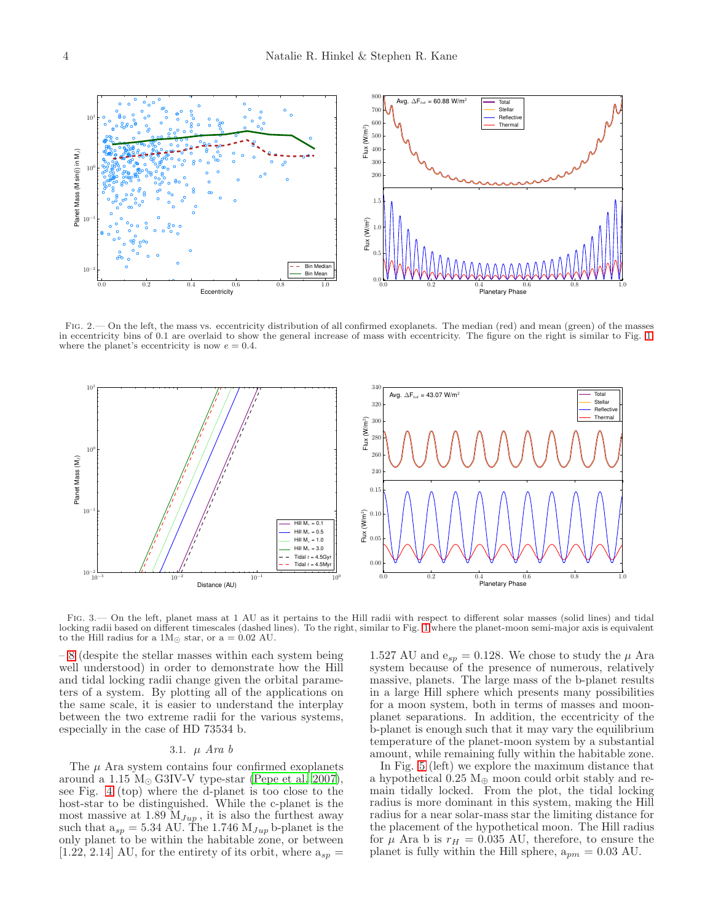Fig. 2.— On the left, the mass vs. eccentricity distribution of all confirmed exoplanets. The median (red) and mean (green) of the masses in eccentricity bins of 0.1 are overlaid to show the general increase of mass with eccentricity. The figure on the right is similar to Fig. 1 where the planet's eccentricity is now $e = 0.4$.

Fig. 3.— On the left, planet mass at 1 AU as it pertains to the Hill radii with respect to different solar masses (solid lines) and tidal locking radii based on different timescales (dashed lines). To the right, similar to Fig. 1 where the planet-moon semi-major axis is equivalent to the Hill radius for a $1\mathrm{M}_{\odot}$ star, or $a = 0.02$ AU.

– 8 (despite the stellar masses within each system being well understood) in order to demonstrate how the Hill and tidal locking radii change given the orbital parameters of a system. By plotting all of the applications on the same scale, it is easier to understand the interplay between the two extreme radii for the various systems, especially in the case of HD 73534 b.

### 3.1. *μ Ara b*

The $\mu$ Ara system contains four confirmed exoplanets around a 1.15 $\mathrm{M}_{\odot}$ G3IV-V type-star (Pepe et al. 2007), see Fig. 4 (top) where the d-planet is too close to the host-star to be distinguished. While the c-planet is the most massive at 1.89 $\mathrm{M}_{Jup}$, it is also the furthest away such that $a_{sp} = 5.34$ AU. The 1.746 $\mathrm{M}_{Jup}$ b-planet is the only planet to be within the habitable zone, or between [1.22, 2.14] AU, for the entirety of its orbit, where $a_{sp} = 1.527$ AU and $e_{sp} = 0.128$. We chose to study the $\mu$ Ara system because of the presence of numerous, relatively massive, planets. The large mass of the b-planet results in a large Hill sphere which presents many possibilities for a moon system, both in terms of masses and moon-planet separations. In addition, the eccentricity of the b-planet is enough such that it may vary the equilibrium temperature of the planet-moon system by a substantial amount, while remaining fully within the habitable zone.

In Fig. 5 (left) we explore the maximum distance that a hypothetical 0.25 $\mathrm{M}_{\oplus}$ moon could orbit stably and remain tidally locked. From the plot, the tidal locking radius is more dominant in this system, making the Hill radius for a near solar-mass star the limiting distance for the placement of the hypothetical moon. The Hill radius for $\mu$ Ara b is $r_H = 0.035$ AU, therefore, to ensure the planet is fully within the Hill sphere, $a_{pm} = 0.03$ AU.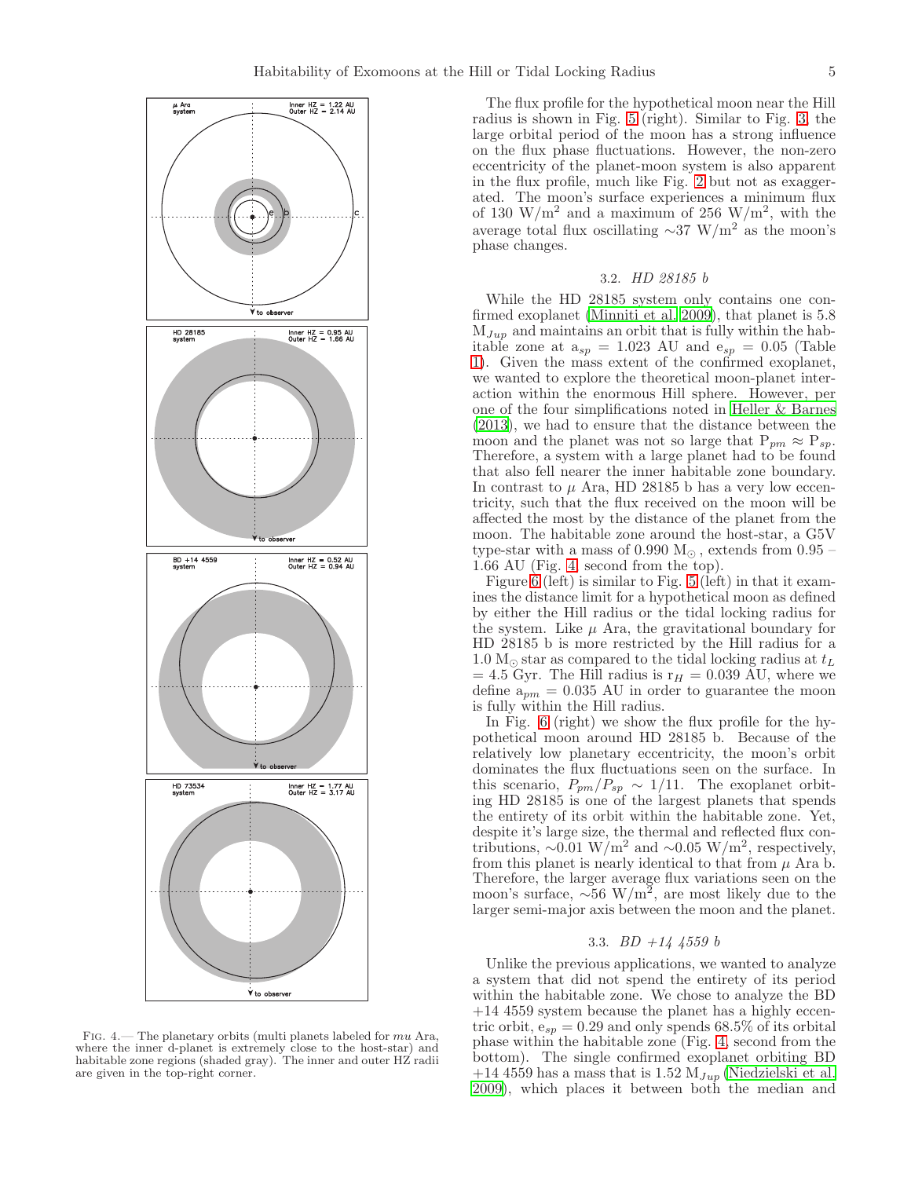FIG. 4.— The planetary orbits (multi planets labeled for mu Ara, where the inner d-planet is extremely close to the host-star) and habitable zone regions (shaded gray). The inner and outer HZ radii are given in the top-right corner.

The flux profile for the hypothetical moon near the Hill radius is shown in Fig. 5 (right). Similar to Fig. 3, the large orbital period of the moon has a strong influence on the flux phase fluctuations. However, the non-zero eccentricity of the planet-moon system is also apparent in the flux profile, much like Fig. 2 but not as exaggerated. The moon's surface experiences a minimum flux of 130 W/m$^2$ and a maximum of 256 W/m$^2$, with the average total flux oscillating ∼37 W/m$^2$ as the moon's phase changes.

### 3.2. *HD 28185 b*

While the HD 28185 system only contains one confirmed exoplanet (Minniti et al. 2009), that planet is 5.8 $M_{Jup}$ and maintains an orbit that is fully within the habitable zone at $a_{sp}$ = 1.023 AU and $e_{sp}$ = 0.05 (Table 1). Given the mass extent of the confirmed exoplanet, we wanted to explore the theoretical moon-planet interaction within the enormous Hill sphere. However, per one of the four simplifications noted in Heller & Barnes (2013), we had to ensure that the distance between the moon and the planet was not so large that $P_{pm} \approx P_{sp}$. Therefore, a system with a large planet had to be found that also fell nearer the inner habitable zone boundary. In contrast to $\mu$ Ara, HD 28185 b has a very low eccentricity, such that the flux received on the moon will be affected the most by the distance of the planet from the moon. The habitable zone around the host-star, a G5V type-star with a mass of 0.990 $M_\odot$, extends from 0.95 – 1.66 AU (Fig. 4, second from the top).

Figure 6 (left) is similar to Fig. 5 (left) in that it examines the distance limit for a hypothetical moon as defined by either the Hill radius or the tidal locking radius for the system. Like $\mu$ Ara, the gravitational boundary for HD 28185 b is more restricted by the Hill radius for a 1.0 $M_\odot$ star as compared to the tidal locking radius at $t_L$ = 4.5 Gyr. The Hill radius is $r_H$ = 0.039 AU, where we define $a_{pm}$ = 0.035 AU in order to guarantee the moon is fully within the Hill radius.

In Fig. 6 (right) we show the flux profile for the hypothetical moon around HD 28185 b. Because of the relatively low planetary eccentricity, the moon's orbit dominates the flux fluctuations seen on the surface. In this scenario, $P_{pm}/P_{sp} \sim 1/11$. The exoplanet orbiting HD 28185 is one of the largest planets that spends the entirety of its orbit within the habitable zone. Yet, despite it's large size, the thermal and reflected flux contributions, ∼0.01 W/m$^2$ and ∼0.05 W/m$^2$, respectively, from this planet is nearly identical to that from $\mu$ Ara b. Therefore, the larger average flux variations seen on the moon's surface, ∼56 W/m$^2$, are most likely due to the larger semi-major axis between the moon and the planet.

### 3.3. *BD +14 4559 b*

Unlike the previous applications, we wanted to analyze a system that did not spend the entirety of its period within the habitable zone. We chose to analyze the BD +14 4559 system because the planet has a highly eccentric orbit, $e_{sp}$ = 0.29 and only spends 68.5% of its orbital phase within the habitable zone (Fig. 4, second from the bottom). The single confirmed exoplanet orbiting BD +14 4559 has a mass that is 1.52 $M_{Jup}$ (Niedzielski et al. 2009), which places it between both the median and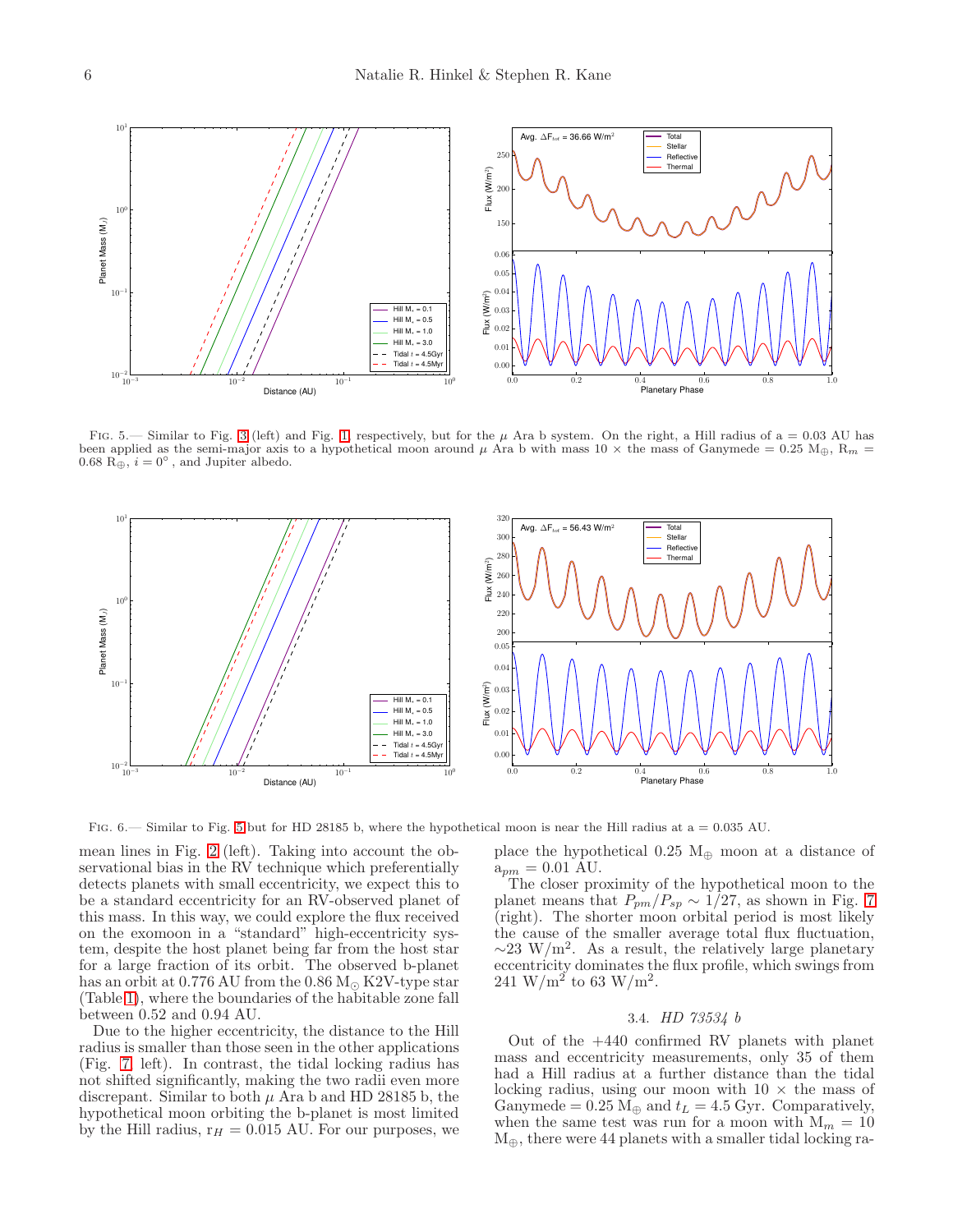Fig. 5.— Similar to Fig. 3 (left) and Fig. 1, respectively, but for the $\mu$ Ara b system. On the right, a Hill radius of a = 0.03 AU has been applied as the semi-major axis to a hypothetical moon around $\mu$ Ara b with mass 10 × the mass of Ganymede = 0.25 $M_\oplus$, $R_m$ = 0.68 $R_\oplus$, $i = 0^\circ$, and Jupiter albedo.

Fig. 6.— Similar to Fig. 5 but for HD 28185 b, where the hypothetical moon is near the Hill radius at a = 0.035 AU.

mean lines in Fig. 2 (left). Taking into account the observational bias in the RV technique which preferentially detects planets with small eccentricity, we expect this to be a standard eccentricity for an RV-observed planet of this mass. In this way, we could explore the flux received on the exomoon in a "standard" high-eccentricity system, despite the host planet being far from the host star for a large fraction of its orbit. The observed b-planet has an orbit at 0.776 AU from the 0.86 $M_\odot$ K2V-type star (Table 1), where the boundaries of the habitable zone fall between 0.52 and 0.94 AU.

Due to the higher eccentricity, the distance to the Hill radius is smaller than those seen in the other applications (Fig. 7 left). In contrast, the tidal locking radius has not shifted significantly, making the two radii even more discrepant. Similar to both $\mu$ Ara b and HD 28185 b, the hypothetical moon orbiting the b-planet is most limited by the Hill radius, $r_H$ = 0.015 AU. For our purposes, we place the hypothetical 0.25 $M_\oplus$ moon at a distance of $a_{pm}$ = 0.01 AU.

The closer proximity of the hypothetical moon to the planet means that $P_{pm}/P_{sp} \sim 1/27$, as shown in Fig. 7 (right). The shorter moon orbital period is most likely the cause of the smaller average total flux fluctuation, ~23 W/m$^2$. As a result, the relatively large planetary eccentricity dominates the flux profile, which swings from 241 W/m$^2$ to 63 W/m$^2$.

### 3.4. *HD 73534 b*

Out of the +440 confirmed RV planets with planet mass and eccentricity measurements, only 35 of them had a Hill radius at a further distance than the tidal locking radius, using our moon with 10 × the mass of Ganymede = 0.25 $M_\oplus$ and $t_L$ = 4.5 Gyr. Comparatively, when the same test was run for a moon with $M_m$ = 10 $M_\oplus$, there were 44 planets with a smaller tidal locking ra-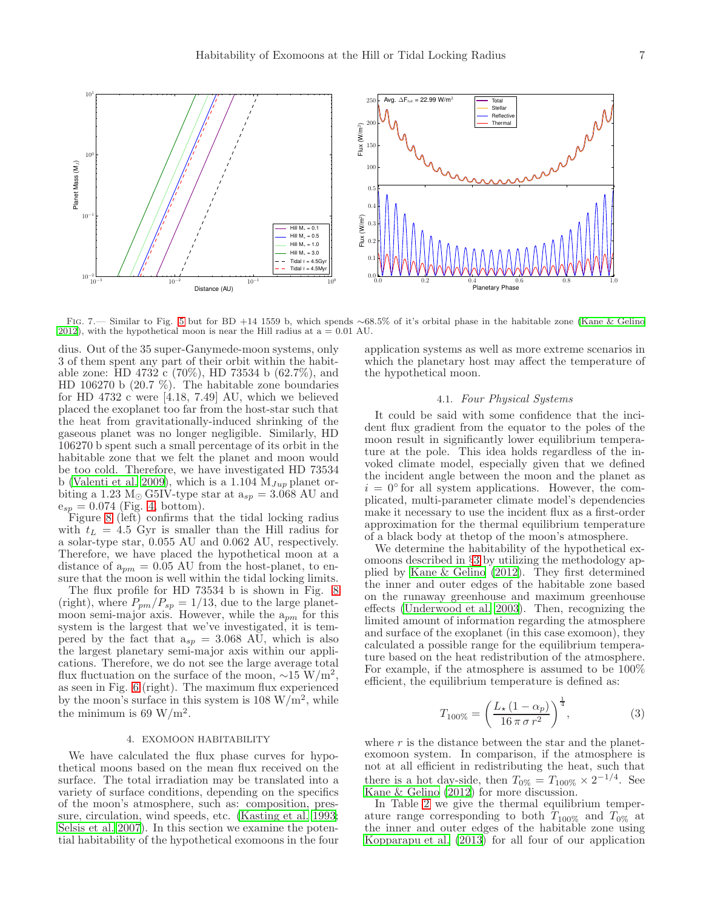Fig. 7.— Similar to Fig. 5 but for BD +14 1559 b, which spends ∼68.5% of it's orbital phase in the habitable zone (Kane & Gelino 2012), with the hypothetical moon is near the Hill radius at a = 0.01 AU.

dius. Out of the 35 super-Ganymede-moon systems, only 3 of them spent any part of their orbit within the habitable zone: HD 4732 c (70%), HD 73534 b (62.7%), and HD 106270 b (20.7 %). The habitable zone boundaries for HD 4732 c were [4.18, 7.49] AU, which we believed placed the exoplanet too far from the host-star such that the heat from gravitationally-induced shrinking of the gaseous planet was no longer negligible. Similarly, HD 106270 b spent such a small percentage of its orbit in the habitable zone that we felt the planet and moon would be too cold. Therefore, we have investigated HD 73534 b (Valenti et al. 2009), which is a 1.104 $M_{Jup}$ planet orbiting a 1.23 $M_\odot$ G5IV-type star at $a_{sp}$ = 3.068 AU and $e_{sp}$ = 0.074 (Fig. 4, bottom).

Figure 8 (left) confirms that the tidal locking radius with $t_L$ = 4.5 Gyr is smaller than the Hill radius for a solar-type star, 0.055 AU and 0.062 AU, respectively. Therefore, we have placed the hypothetical moon at a distance of $a_{pm}$ = 0.05 AU from the host-planet, to ensure that the moon is well within the tidal locking limits.

The flux profile for HD 73534 b is shown in Fig. 8 (right), where $P_{pm}/P_{sp} = 1/13$, due to the large planet-moon semi-major axis. However, while the $a_{pm}$ for this system is the largest that we've investigated, it is tempered by the fact that $a_{sp}$ = 3.068 AU, which is also the largest planetary semi-major axis within our applications. Therefore, we do not see the large average total flux fluctuation on the surface of the moon, ∼15 W/m$^2$, as seen in Fig. 6 (right). The maximum flux experienced by the moon's surface in this system is 108 W/m$^2$, while the minimum is 69 W/m$^2$.

## 4. EXOMOON HABITABILITY

We have calculated the flux phase curves for hypothetical moons based on the mean flux received on the surface. The total irradiation may be translated into a variety of surface conditions, depending on the specifics of the moon's atmosphere, such as: composition, pressure, circulation, wind speeds, etc. (Kasting et al. 1993; Selsis et al. 2007). In this section we examine the potential habitability of the hypothetical exomoons in the four application systems as well as more extreme scenarios in which the planetary host may affect the temperature of the hypothetical moon.

### 4.1. *Four Physical Systems*

It could be said with some confidence that the incident flux gradient from the equator to the poles of the moon result in significantly lower equilibrium temperature at the pole. This idea holds regardless of the invoked climate model, especially given that we defined the incident angle between the moon and the planet as $i = 0°$ for all system applications. However, the complicated, multi-parameter climate model's dependencies make it necessary to use the incident flux as a first-order approximation for the thermal equilibrium temperature of a black body at thetop of the moon's atmosphere.

We determine the habitability of the hypothetical exomoons described in §3 by utilizing the methodology applied by Kane & Gelino (2012). They first determined the inner and outer edges of the habitable zone based on the runaway greenhouse and maximum greenhouse effects (Underwood et al. 2003). Then, recognizing the limited amount of information regarding the atmosphere and surface of the exoplanet (in this case exomoon), they calculated a possible range for the equilibrium temperature based on the heat redistribution of the atmosphere. For example, if the atmosphere is assumed to be 100% efficient, the equilibrium temperature is defined as:

$$T_{100\%} = \left( \frac{L_\star (1 - \alpha_p)}{16\, \pi\, \sigma\, r^2} \right)^{\frac{1}{4}}, \tag{3}$$

where $r$ is the distance between the star and the planet-exomoon system. In comparison, if the atmosphere is not at all efficient in redistributing the heat, such that there is a hot day-side, then $T_{0\%} = T_{100\%} \times 2^{-1/4}$. See Kane & Gelino (2012) for more discussion.

In Table 2 we give the thermal equilibrium temperature range corresponding to both $T_{100\%}$ and $T_{0\%}$ at the inner and outer edges of the habitable zone using Kopparapu et al. (2013) for all four of our application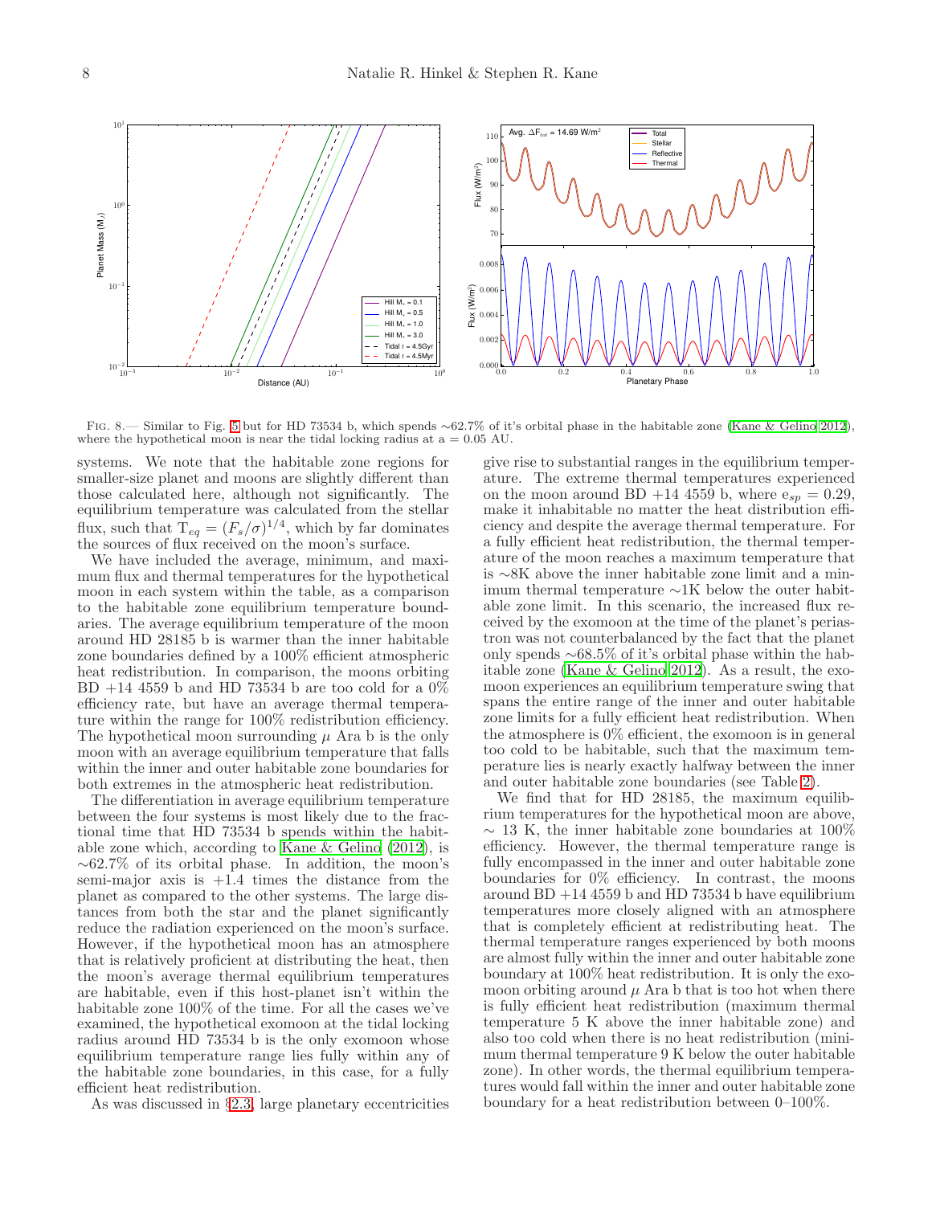FIG. 8.— Similar to Fig. 5 but for HD 73534 b, which spends ∼62.7% of it's orbital phase in the habitable zone (Kane & Gelino 2012), where the hypothetical moon is near the tidal locking radius at a = 0.05 AU.

systems. We note that the habitable zone regions for smaller-size planet and moons are slightly different than those calculated here, although not significantly. The equilibrium temperature was calculated from the stellar flux, such that $T_{eq} = (F_s/\sigma)^{1/4}$, which by far dominates the sources of flux received on the moon's surface.

We have included the average, minimum, and maximum flux and thermal temperatures for the hypothetical moon in each system within the table, as a comparison to the habitable zone equilibrium temperature boundaries. The average equilibrium temperature of the moon around HD 28185 b is warmer than the inner habitable zone boundaries defined by a 100% efficient atmospheric heat redistribution. In comparison, the moons orbiting BD +14 4559 b and HD 73534 b are too cold for a 0% efficiency rate, but have an average thermal temperature within the range for 100% redistribution efficiency. The hypothetical moon surrounding $\mu$ Ara b is the only moon with an average equilibrium temperature that falls within the inner and outer habitable zone boundaries for both extremes in the atmospheric heat redistribution.

The differentiation in average equilibrium temperature between the four systems is most likely due to the fractional time that HD 73534 b spends within the habitable zone which, according to Kane & Gelino (2012), is ∼62.7% of its orbital phase. In addition, the moon's semi-major axis is +1.4 times the distance from the planet as compared to the other systems. The large distances from both the star and the planet significantly reduce the radiation experienced on the moon's surface. However, if the hypothetical moon has an atmosphere that is relatively proficient at distributing the heat, then the moon's average thermal equilibrium temperatures are habitable, even if this host-planet isn't within the habitable zone 100% of the time. For all the cases we've examined, the hypothetical exomoon at the tidal locking radius around HD 73534 b is the only exomoon whose equilibrium temperature range lies fully within any of the habitable zone boundaries, in this case, for a fully efficient heat redistribution.

As was discussed in §2.3, large planetary eccentricities give rise to substantial ranges in the equilibrium temperature. The extreme thermal temperatures experienced on the moon around BD +14 4559 b, where $e_{sp} = 0.29$, make it inhabitable no matter the heat distribution efficiency and despite the average thermal temperature. For a fully efficient heat redistribution, the thermal temperature of the moon reaches a maximum temperature that is ∼8K above the inner habitable zone limit and a minimum thermal temperature ∼1K below the outer habitable zone limit. In this scenario, the increased flux received by the exomoon at the time of the planet's periastron was not counterbalanced by the fact that the planet only spends ∼68.5% of it's orbital phase within the habitable zone (Kane & Gelino 2012). As a result, the exomoon experiences an equilibrium temperature swing that spans the entire range of the inner and outer habitable zone limits for a fully efficient heat redistribution. When the atmosphere is 0% efficient, the exomoon is in general too cold to be habitable, such that the maximum temperature lies is nearly exactly halfway between the inner and outer habitable zone boundaries (see Table 2).

We find that for HD 28185, the maximum equilibrium temperatures for the hypothetical moon are above, ∼ 13 K, the inner habitable zone boundaries at 100% efficiency. However, the thermal temperature range is fully encompassed in the inner and outer habitable zone boundaries for 0% efficiency. In contrast, the moons around BD +14 4559 b and HD 73534 b have equilibrium temperatures more closely aligned with an atmosphere that is completely efficient at redistributing heat. The thermal temperature ranges experienced by both moons are almost fully within the inner and outer habitable zone boundary at 100% heat redistribution. It is only the exomoon orbiting around $\mu$ Ara b that is too hot when there is fully efficient heat redistribution (maximum thermal temperature 5 K above the inner habitable zone) and also too cold when there is no heat redistribution (minimum thermal temperature 9 K below the outer habitable zone). In other words, the thermal equilibrium temperatures would fall within the inner and outer habitable zone boundary for a heat redistribution between 0–100%.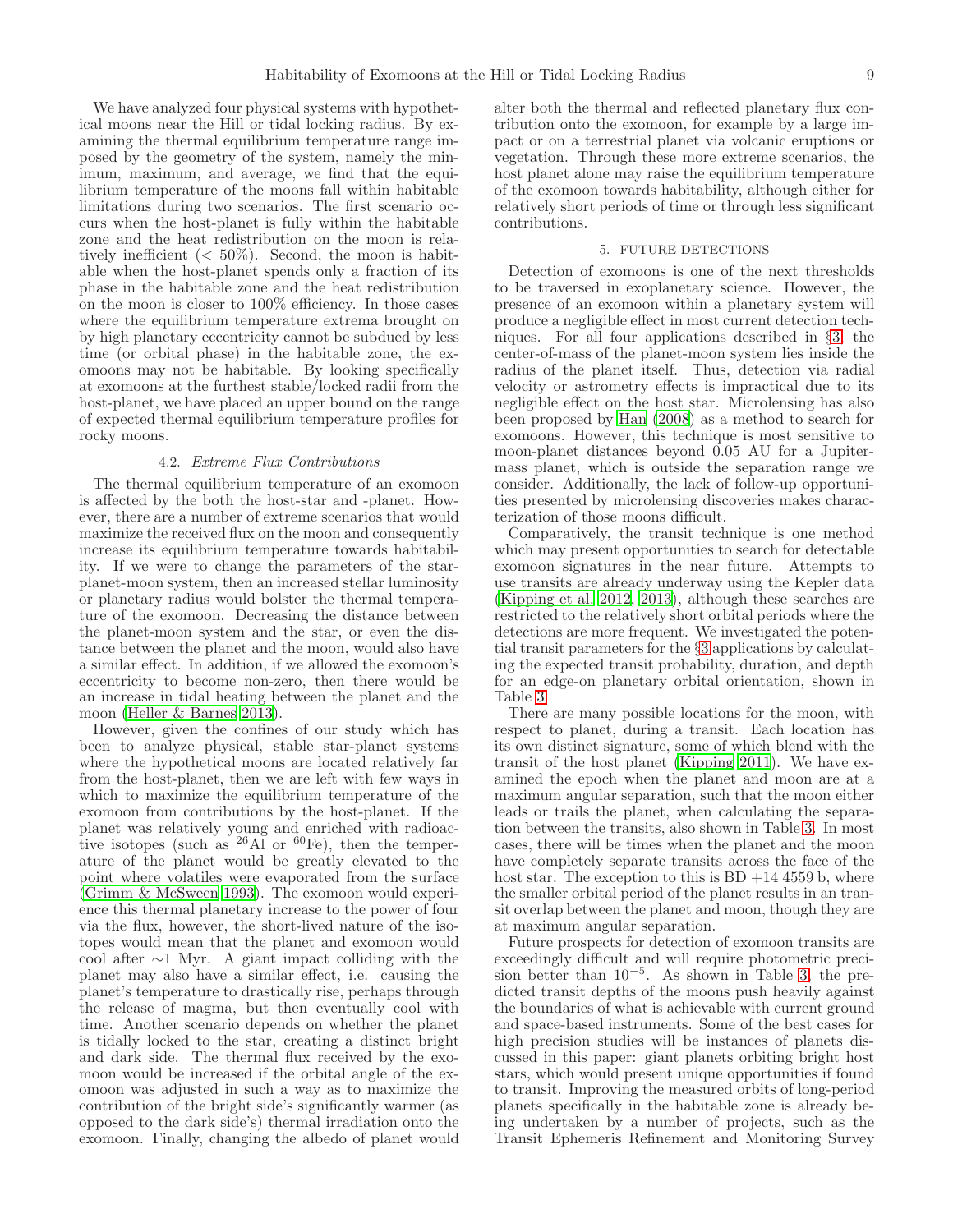We have analyzed four physical systems with hypothetical moons near the Hill or tidal locking radius. By examining the thermal equilibrium temperature range imposed by the geometry of the system, namely the minimum, maximum, and average, we find that the equilibrium temperature of the moons fall within habitable limitations during two scenarios. The first scenario occurs when the host-planet is fully within the habitable zone and the heat redistribution on the moon is relatively inefficient ($< 50\%$). Second, the moon is habitable when the host-planet spends only a fraction of its phase in the habitable zone and the heat redistribution on the moon is closer to 100% efficiency. In those cases where the equilibrium temperature extrema brought on by high planetary eccentricity cannot be subdued by less time (or orbital phase) in the habitable zone, the exomoons may not be habitable. By looking specifically at exomoons at the furthest stable/locked radii from the host-planet, we have placed an upper bound on the range of expected thermal equilibrium temperature profiles for rocky moons.

### 4.2. *Extreme Flux Contributions*

The thermal equilibrium temperature of an exomoon is affected by the both the host-star and -planet. However, there are a number of extreme scenarios that would maximize the received flux on the moon and consequently increase its equilibrium temperature towards habitability. If we were to change the parameters of the star-planet-moon system, then an increased stellar luminosity or planetary radius would bolster the thermal temperature of the exomoon. Decreasing the distance between the planet-moon system and the star, or even the distance between the planet and the moon, would also have a similar effect. In addition, if we allowed the exomoon's eccentricity to become non-zero, then there would be an increase in tidal heating between the planet and the moon (Heller & Barnes 2013).

However, given the confines of our study which has been to analyze physical, stable star-planet systems where the hypothetical moons are located relatively far from the host-planet, then we are left with few ways in which to maximize the equilibrium temperature of the exomoon from contributions by the host-planet. If the planet was relatively young and enriched with radioactive isotopes (such as $^{26}$Al or $^{60}$Fe), then the temperature of the planet would be greatly elevated to the point where volatiles were evaporated from the surface (Grimm & McSween 1993). The exomoon would experience this thermal planetary increase to the power of four via the flux, however, the short-lived nature of the isotopes would mean that the planet and exomoon would cool after $\sim$1 Myr. A giant impact colliding with the planet may also have a similar effect, i.e. causing the planet's temperature to drastically rise, perhaps through the release of magma, but then eventually cool with time. Another scenario depends on whether the planet is tidally locked to the star, creating a distinct bright and dark side. The thermal flux received by the exomoon would be increased if the orbital angle of the exomoon was adjusted in such a way as to maximize the contribution of the bright side's significantly warmer (as opposed to the dark side's) thermal irradiation onto the exomoon. Finally, changing the albedo of planet would alter both the thermal and reflected planetary flux contribution onto the exomoon, for example by a large impact or on a terrestrial planet via volcanic eruptions or vegetation. Through these more extreme scenarios, the host planet alone may raise the equilibrium temperature of the exomoon towards habitability, although either for relatively short periods of time or through less significant contributions.

## 5. FUTURE DETECTIONS

Detection of exomoons is one of the next thresholds to be traversed in exoplanetary science. However, the presence of an exomoon within a planetary system will produce a negligible effect in most current detection techniques. For all four applications described in §3, the center-of-mass of the planet-moon system lies inside the radius of the planet itself. Thus, detection via radial velocity or astrometry effects is impractical due to its negligible effect on the host star. Microlensing has also been proposed by Han (2008) as a method to search for exomoons. However, this technique is most sensitive to moon-planet distances beyond 0.05 AU for a Jupiter-mass planet, which is outside the separation range we consider. Additionally, the lack of follow-up opportunities presented by microlensing discoveries makes characterization of those moons difficult.

Comparatively, the transit technique is one method which may present opportunities to search for detectable exomoon signatures in the near future. Attempts to use transits are already underway using the Kepler data (Kipping et al. 2012, 2013), although these searches are restricted to the relatively short orbital periods where the detections are more frequent. We investigated the potential transit parameters for the §3 applications by calculating the expected transit probability, duration, and depth for an edge-on planetary orbital orientation, shown in Table 3.

There are many possible locations for the moon, with respect to planet, during a transit. Each location has its own distinct signature, some of which blend with the transit of the host planet (Kipping 2011). We have examined the epoch when the planet and moon are at a maximum angular separation, such that the moon either leads or trails the planet, when calculating the separation between the transits, also shown in Table 3. In most cases, there will be times when the planet and the moon have completely separate transits across the face of the host star. The exception to this is BD +14 4559 b, where the smaller orbital period of the planet results in an transit overlap between the planet and moon, though they are at maximum angular separation.

Future prospects for detection of exomoon transits are exceedingly difficult and will require photometric precision better than $10^{-5}$. As shown in Table 3, the predicted transit depths of the moons push heavily against the boundaries of what is achievable with current ground and space-based instruments. Some of the best cases for high precision studies will be instances of planets discussed in this paper: giant planets orbiting bright host stars, which would present unique opportunities if found to transit. Improving the measured orbits of long-period planets specifically in the habitable zone is already being undertaken by a number of projects, such as the Transit Ephemeris Refinement and Monitoring Survey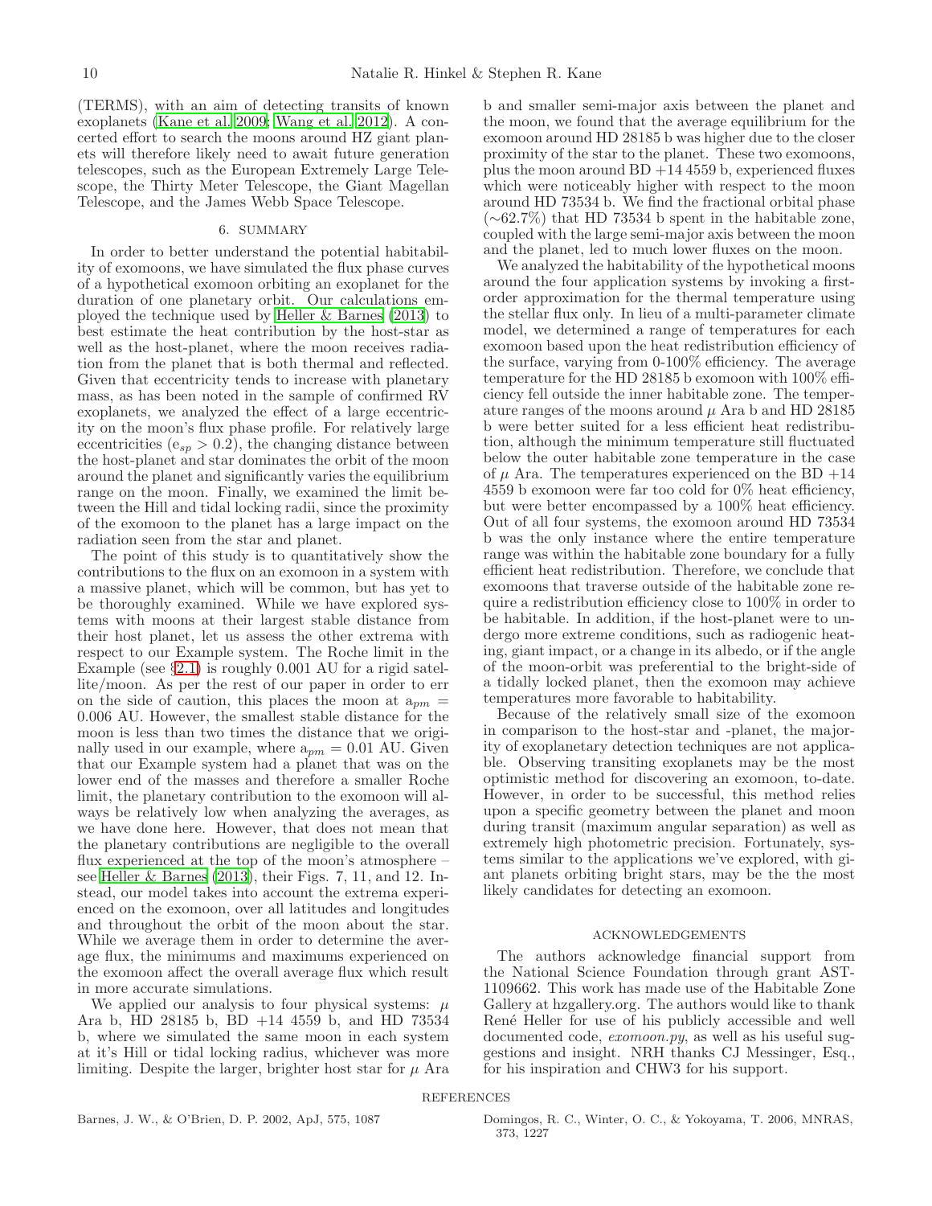(TERMS), with an aim of detecting transits of known exoplanets (Kane et al. 2009; Wang et al. 2012). A concerted effort to search the moons around HZ giant planets will therefore likely need to await future generation telescopes, such as the European Extremely Large Telescope, the Thirty Meter Telescope, the Giant Magellan Telescope, and the James Webb Space Telescope.

## 6. SUMMARY

In order to better understand the potential habitability of exomoons, we have simulated the flux phase curves of a hypothetical exomoon orbiting an exoplanet for the duration of one planetary orbit. Our calculations employed the technique used by Heller & Barnes (2013) to best estimate the heat contribution by the host-star as well as the host-planet, where the moon receives radiation from the planet that is both thermal and reflected. Given that eccentricity tends to increase with planetary mass, as has been noted in the sample of confirmed RV exoplanets, we analyzed the effect of a large eccentricity on the moon's flux phase profile. For relatively large eccentricities ($e_{sp} > 0.2$), the changing distance between the host-planet and star dominates the orbit of the moon around the planet and significantly varies the equilibrium range on the moon. Finally, we examined the limit between the Hill and tidal locking radii, since the proximity of the exomoon to the planet has a large impact on the radiation seen from the star and planet.

The point of this study is to quantitatively show the contributions to the flux on an exomoon in a system with a massive planet, which will be common, but has yet to be thoroughly examined. While we have explored systems with moons at their largest stable distance from their host planet, let us assess the other extrema with respect to our Example system. The Roche limit in the Example (see §2.1) is roughly 0.001 AU for a rigid satellite/moon. As per the rest of our paper in order to err on the side of caution, this places the moon at $a_{pm}$ = 0.006 AU. However, the smallest stable distance for the moon is less than two times the distance that we originally used in our example, where $a_{pm}$ = 0.01 AU. Given that our Example system had a planet that was on the lower end of the masses and therefore a smaller Roche limit, the planetary contribution to the exomoon will always be relatively low when analyzing the averages, as we have done here. However, that does not mean that the planetary contributions are negligible to the overall flux experienced at the top of the moon's atmosphere – see Heller & Barnes (2013), their Figs. 7, 11, and 12. Instead, our model takes into account the extrema experienced on the exomoon, over all latitudes and longitudes and throughout the orbit of the moon about the star. While we average them in order to determine the average flux, the minimums and maximums experienced on the exomoon affect the overall average flux which result in more accurate simulations.

We applied our analysis to four physical systems: $\mu$ Ara b, HD 28185 b, BD +14 4559 b, and HD 73534 b, where we simulated the same moon in each system at it's Hill or tidal locking radius, whichever was more limiting. Despite the larger, brighter host star for $\mu$ Ara b and smaller semi-major axis between the planet and the moon, we found that the average equilibrium for the exomoon around HD 28185 b was higher due to the closer proximity of the star to the planet. These two exomoons, plus the moon around BD +14 4559 b, experienced fluxes which were noticeably higher with respect to the moon around HD 73534 b. We find the fractional orbital phase (∼62.7%) that HD 73534 b spent in the habitable zone, coupled with the large semi-major axis between the moon and the planet, led to much lower fluxes on the moon.

We analyzed the habitability of the hypothetical moons around the four application systems by invoking a first-order approximation for the thermal temperature using the stellar flux only. In lieu of a multi-parameter climate model, we determined a range of temperatures for each exomoon based upon the heat redistribution efficiency of the surface, varying from 0-100% efficiency. The average temperature for the HD 28185 b exomoon with 100% efficiency fell outside the inner habitable zone. The temperature ranges of the moons around $\mu$ Ara b and HD 28185 b were better suited for a less efficient heat redistribution, although the minimum temperature still fluctuated below the outer habitable zone temperature in the case of $\mu$ Ara. The temperatures experienced on the BD +14 4559 b exomoon were far too cold for 0% heat efficiency, but were better encompassed by a 100% heat efficiency. Out of all four systems, the exomoon around HD 73534 b was the only instance where the entire temperature range was within the habitable zone boundary for a fully efficient heat redistribution. Therefore, we conclude that exomoons that traverse outside of the habitable zone require a redistribution efficiency close to 100% in order to be habitable. In addition, if the host-planet were to undergo more extreme conditions, such as radiogenic heating, giant impact, or a change in its albedo, or if the angle of the moon-orbit was preferential to the bright-side of a tidally locked planet, then the exomoon may achieve temperatures more favorable to habitability.

Because of the relatively small size of the exomoon in comparison to the host-star and -planet, the majority of exoplanetary detection techniques are not applicable. Observing transiting exoplanets may be the most optimistic method for discovering an exomoon, to-date. However, in order to be successful, this method relies upon a specific geometry between the planet and moon during transit (maximum angular separation) as well as extremely high photometric precision. Fortunately, systems similar to the applications we've explored, with giant planets orbiting bright stars, may be the the most likely candidates for detecting an exomoon.

## ACKNOWLEDGEMENTS

The authors acknowledge financial support from the National Science Foundation through grant AST-1109662. This work has made use of the Habitable Zone Gallery at hzgallery.org. The authors would like to thank René Heller for use of his publicly accessible and well documented code, *exomoon.py*, as well as his useful suggestions and insight. NRH thanks CJ Messinger, Esq., for his inspiration and CHW3 for his support.

## REFERENCES

Barnes, J. W., & O'Brien, D. P. 2002, ApJ, 575, 1087

Domingos, R. C., Winter, O. C., & Yokoyama, T. 2006, MNRAS, 373, 1227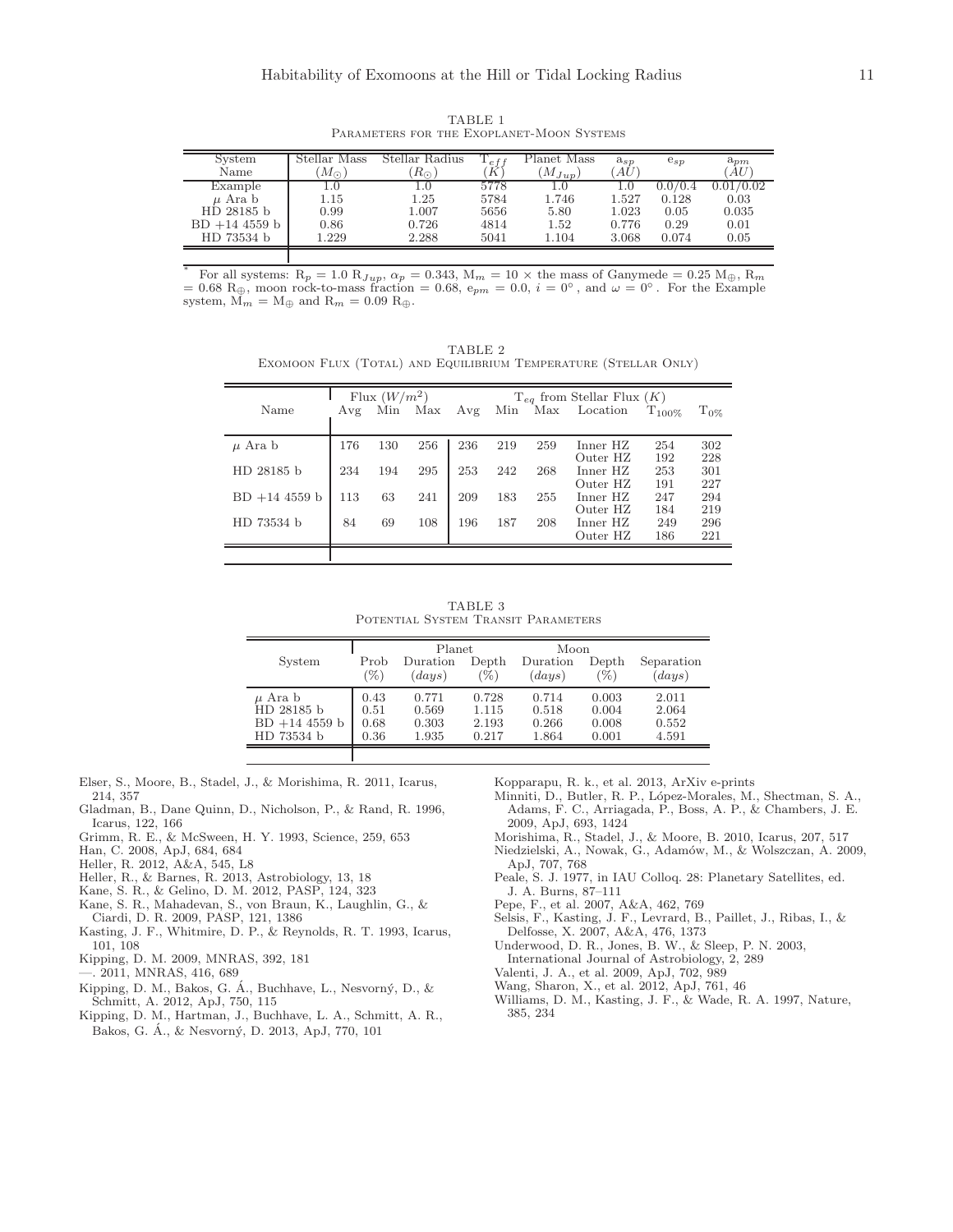TABLE 1
PARAMETERS FOR THE EXOPLANET-MOON SYSTEMS

| System Name | Stellar Mass ($M_{\odot}$) | Stellar Radius ($R_{\odot}$) | $T_{eff}$ ($K$) | Planet Mass ($M_{Jup}$) | $a_{sp}$ ($AU$) | $e_{sp}$ | $a_{pm}$ ($AU$) |
|---|---|---|---|---|---|---|---|
| Example | 1.0 | 1.0 | 5778 | 1.0 | 1.0 | 0.0/0.4 | 0.01/0.02 |
| $\mu$ Ara b | 1.15 | 1.25 | 5784 | 1.746 | 1.527 | 0.128 | 0.03 |
| HD 28185 b | 0.99 | 1.007 | 5656 | 5.80 | 1.023 | 0.05 | 0.035 |
| BD +14 4559 b | 0.86 | 0.726 | 4814 | 1.52 | 0.776 | 0.29 | 0.01 |
| HD 73534 b | 1.229 | 2.288 | 5041 | 1.104 | 3.068 | 0.074 | 0.05 |

* For all systems: $R_p = 1.0\ R_{Jup}$, $\alpha_p = 0.343$, $M_m = 10 \times$ the mass of Ganymede $= 0.25\ M_{\oplus}$, $R_m = 0.68\ R_{\oplus}$, moon rock-to-mass fraction = 0.68, $e_{pm} = 0.0$, $i = 0°$, and $\omega = 0°$. For the Example system, $M_m = M_{\oplus}$ and $R_m = 0.09\ R_{\oplus}$.

TABLE 2
EXOMOON FLUX (TOTAL) AND EQUILIBRIUM TEMPERATURE (STELLAR ONLY)

| Name | Flux ($W/m^2$) | | | $T_{eq}$ from Stellar Flux ($K$) | | | | | |
|---|---|---|---|---|---|---|---|---|---|
| | Avg | Min | Max | Avg | Min | Max | Location | $T_{100\%}$ | $T_{0\%}$ |
| $\mu$ Ara b | 176 | 130 | 256 | 236 | 219 | 259 | Inner HZ | 254 | 302 |
| | | | | | | | Outer HZ | 192 | 228 |
| HD 28185 b | 234 | 194 | 295 | 253 | 242 | 268 | Inner HZ | 253 | 301 |
| | | | | | | | Outer HZ | 191 | 227 |
| BD +14 4559 b | 113 | 63 | 241 | 209 | 183 | 255 | Inner HZ | 247 | 294 |
| | | | | | | | Outer HZ | 184 | 219 |
| HD 73534 b | 84 | 69 | 108 | 196 | 187 | 208 | Inner HZ | 249 | 296 |
| | | | | | | | Outer HZ | 186 | 221 |

TABLE 3
POTENTIAL SYSTEM TRANSIT PARAMETERS

| System | Prob (%) | Planet Duration ($days$) | Planet Depth (%) | Moon Duration ($days$) | Moon Depth (%) | Separation ($days$) |
|---|---|---|---|---|---|---|
| $\mu$ Ara b | 0.43 | 0.771 | 0.728 | 0.714 | 0.003 | 2.011 |
| HD 28185 b | 0.51 | 0.569 | 1.115 | 0.518 | 0.004 | 2.064 |
| BD +14 4559 b | 0.68 | 0.303 | 2.193 | 0.266 | 0.008 | 0.552 |
| HD 73534 b | 0.36 | 1.935 | 0.217 | 1.864 | 0.001 | 4.591 |

Elser, S., Moore, B., Stadel, J., & Morishima, R. 2011, Icarus, 214, 357
Gladman, B., Dane Quinn, D., Nicholson, P., & Rand, R. 1996, Icarus, 122, 166
Grimm, R. E., & McSween, H. Y. 1993, Science, 259, 653
Han, C. 2008, ApJ, 684, 684
Heller, R. 2012, A&A, 545, L8
Heller, R., & Barnes, R. 2013, Astrobiology, 13, 18
Kane, S. R., & Gelino, D. M. 2012, PASP, 124, 323
Kane, S. R., Mahadevan, S., von Braun, K., Laughlin, G., & Ciardi, D. R. 2009, PASP, 121, 1386
Kasting, J. F., Whitmire, D. P., & Reynolds, R. T. 1993, Icarus, 101, 108
Kipping, D. M. 2009, MNRAS, 392, 181
—. 2011, MNRAS, 416, 689
Kipping, D. M., Bakos, G. Á., Buchhave, L., Nesvorný, D., & Schmitt, A. 2012, ApJ, 750, 115
Kipping, D. M., Hartman, J., Buchhave, L. A., Schmitt, A. R., Bakos, G. Á., & Nesvorný, D. 2013, ApJ, 770, 101
Kopparapu, R. k., et al. 2013, ArXiv e-prints
Minniti, D., Butler, R. P., López-Morales, M., Shectman, S. A., Adams, F. C., Arriagada, P., Boss, A. P., & Chambers, J. E. 2009, ApJ, 693, 1424
Morishima, R., Stadel, J., & Moore, B. 2010, Icarus, 207, 517
Niedzielski, A., Nowak, G., Adamów, M., & Wolszczan, A. 2009, ApJ, 707, 768
Peale, S. J. 1977, in IAU Colloq. 28: Planetary Satellites, ed. J. A. Burns, 87–111
Pepe, F., et al. 2007, A&A, 462, 769
Selsis, F., Kasting, J. F., Levrard, B., Paillet, J., Ribas, I., & Delfosse, X. 2007, A&A, 476, 1373
Underwood, D. R., Jones, B. W., & Sleep, P. N. 2003, International Journal of Astrobiology, 2, 289
Valenti, J. A., et al. 2009, ApJ, 702, 989
Wang, Sharon, X., et al. 2012, ApJ, 761, 46
Williams, D. M., Kasting, J. F., & Wade, R. A. 1997, Nature, 385, 234